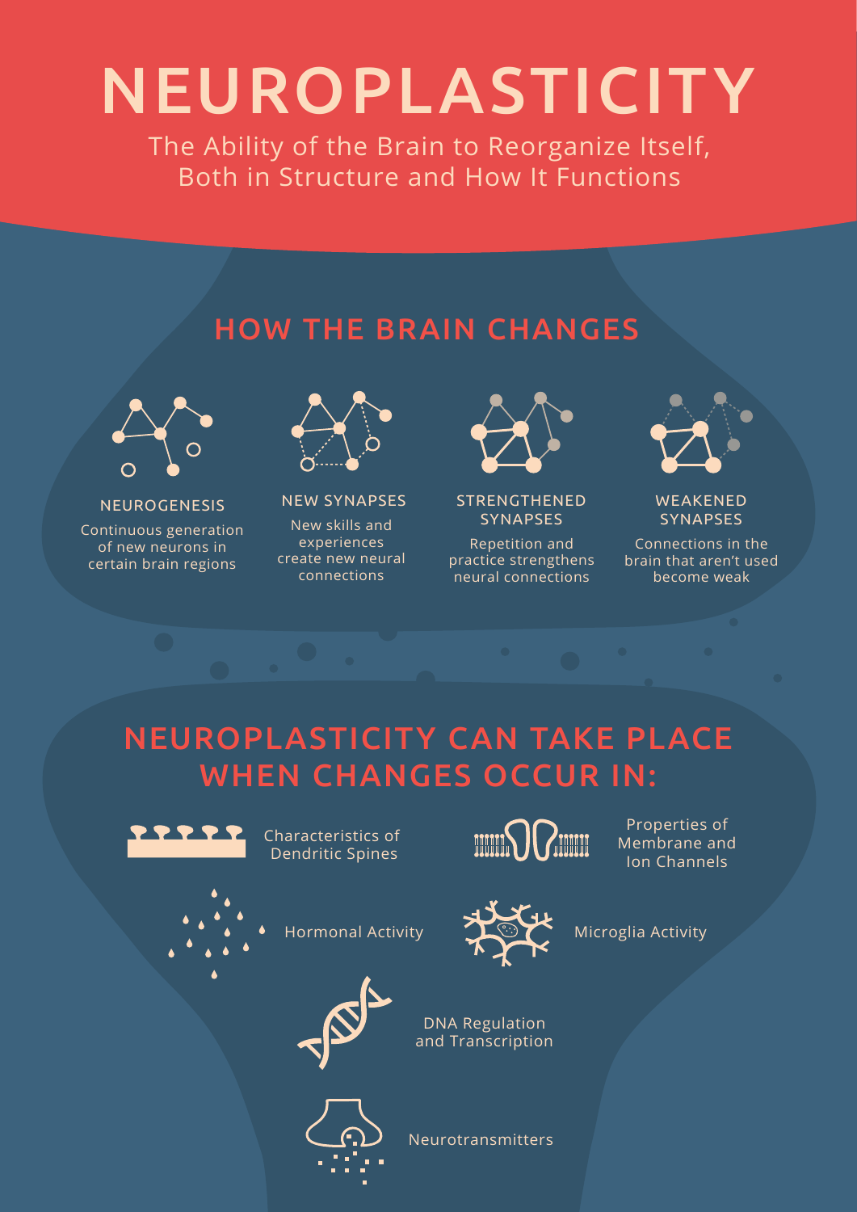# NEUROPLASTICITY

The Ability of the Brain to Reorganize Itself, Both in Structure and How It Functions

## HOW THE BRAIN CHANGES

**NEUROGENESIS**

Continuous generation of new neurons in certain brain regions

**NEW SYNAPSES**

New skills and experiences create new neural connections

**STRENGTHENED SYNAPSES**

Repetition and practice strengthens neural connections

**WEAKENED SYNAPSES**

Connections in the brain that aren't used become weak

## NEUROPLASTICITY CAN TAKE PLACE WHEN CHANGES OCCUR IN:

- Characteristics of Dendritic Spines
- Properties of Membrane and Ion Channels
- Hormonal Activity
- Microglia Activity
- DNA Regulation and Transcription
- Neurotransmitters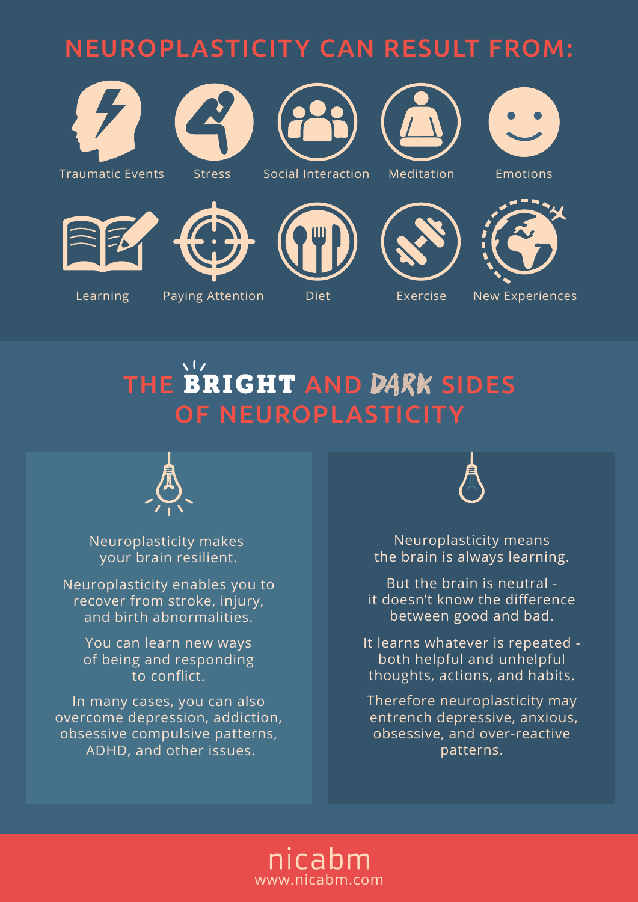# NEUROPLASTICITY CAN RESULT FROM:

- Traumatic Events
- Stress
- Social Interaction
- Meditation
- Emotions
- Learning
- Paying Attention
- Diet
- Exercise
- New Experiences

## THE BRIGHT AND DARK SIDES OF NEUROPLASTICITY

Neuroplasticity makes your brain resilient.

Neuroplasticity enables you to recover from stroke, injury, and birth abnormalities.

You can learn new ways of being and responding to conflict.

In many cases, you can also overcome depression, addiction, obsessive compulsive patterns, ADHD, and other issues.

Neuroplasticity means the brain is always learning.

But the brain is neutral - it doesn't know the difference between good and bad.

It learns whatever is repeated - both helpful and unhelpful thoughts, actions, and habits.

Therefore neuroplasticity may entrench depressive, anxious, obsessive, and over-reactive patterns.

nicabm
www.nicabm.com